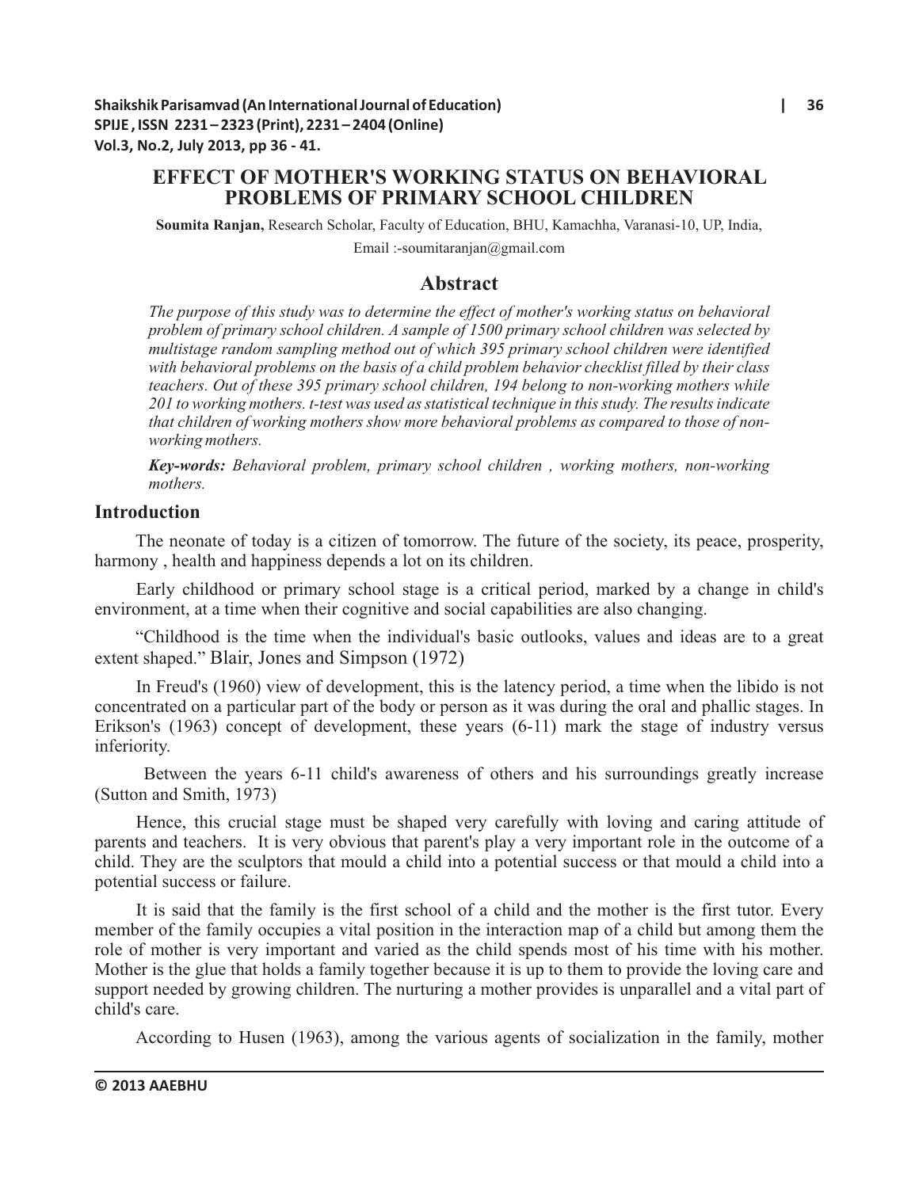# EFFECT OF MOTHER'S WORKING STATUS ON BEHAVIORAL PROBLEMS OF PRIMARY SCHOOL CHILDREN

**Soumita Ranjan,** Research Scholar, Faculty of Education, BHU, Kamachha, Varanasi-10, UP, India,

Email :-soumitaranjan@gmail.com

## Abstract

*The purpose of this study was to determine the effect of mother's working status on behavioral problem of primary school children. A sample of 1500 primary school children was selected by multistage random sampling method out of which 395 primary school children were identified with behavioral problems on the basis of a child problem behavior checklist filled by their class teachers. Out of these 395 primary school children, 194 belong to non-working mothers while 201 to working mothers. t-test was used as statistical technique in this study. The results indicate that children of working mothers show more behavioral problems as compared to those of non-working mothers.*

***Key-words:*** *Behavioral problem, primary school children , working mothers, non-working mothers.*

## Introduction

The neonate of today is a citizen of tomorrow. The future of the society, its peace, prosperity, harmony , health and happiness depends a lot on its children.

Early childhood or primary school stage is a critical period, marked by a change in child's environment, at a time when their cognitive and social capabilities are also changing.

"Childhood is the time when the individual's basic outlooks, values and ideas are to a great extent shaped." Blair, Jones and Simpson (1972)

In Freud's (1960) view of development, this is the latency period, a time when the libido is not concentrated on a particular part of the body or person as it was during the oral and phallic stages. In Erikson's (1963) concept of development, these years (6-11) mark the stage of industry versus inferiority.

Between the years 6-11 child's awareness of others and his surroundings greatly increase (Sutton and Smith, 1973)

Hence, this crucial stage must be shaped very carefully with loving and caring attitude of parents and teachers. It is very obvious that parent's play a very important role in the outcome of a child. They are the sculptors that mould a child into a potential success or that mould a child into a potential success or failure.

It is said that the family is the first school of a child and the mother is the first tutor. Every member of the family occupies a vital position in the interaction map of a child but among them the role of mother is very important and varied as the child spends most of his time with his mother. Mother is the glue that holds a family together because it is up to them to provide the loving care and support needed by growing children. The nurturing a mother provides is unparallel and a vital part of child's care.

According to Husen (1963), among the various agents of socialization in the family, mother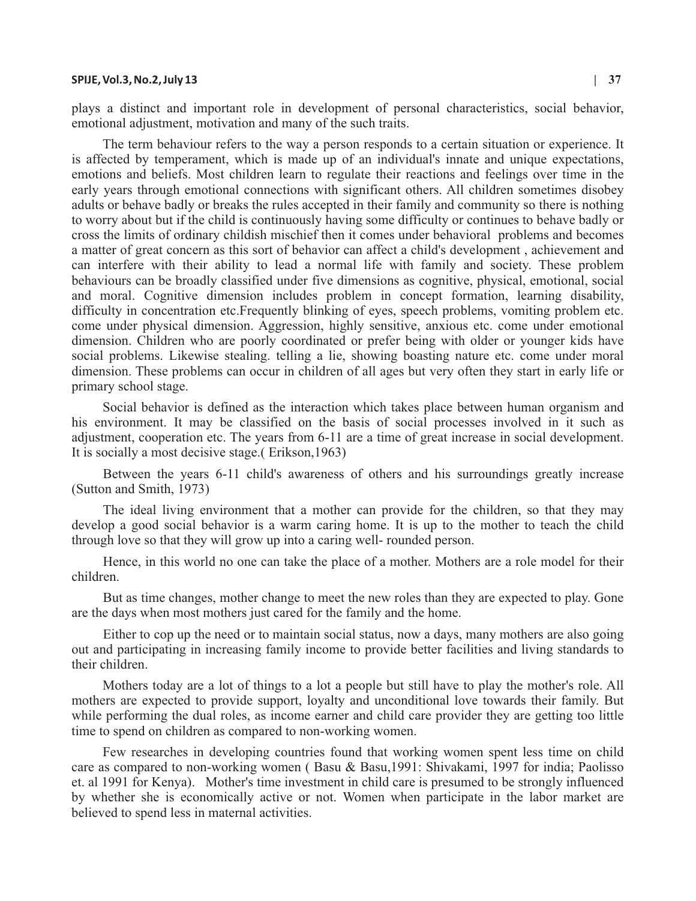plays a distinct and important role in development of personal characteristics, social behavior, emotional adjustment, motivation and many of the such traits.

The term behaviour refers to the way a person responds to a certain situation or experience. It is affected by temperament, which is made up of an individual's innate and unique expectations, emotions and beliefs. Most children learn to regulate their reactions and feelings over time in the early years through emotional connections with significant others. All children sometimes disobey adults or behave badly or breaks the rules accepted in their family and community so there is nothing to worry about but if the child is continuously having some difficulty or continues to behave badly or cross the limits of ordinary childish mischief then it comes under behavioral problems and becomes a matter of great concern as this sort of behavior can affect a child's development , achievement and can interfere with their ability to lead a normal life with family and society. These problem behaviours can be broadly classified under five dimensions as cognitive, physical, emotional, social and moral. Cognitive dimension includes problem in concept formation, learning disability, difficulty in concentration etc.Frequently blinking of eyes, speech problems, vomiting problem etc. come under physical dimension. Aggression, highly sensitive, anxious etc. come under emotional dimension. Children who are poorly coordinated or prefer being with older or younger kids have social problems. Likewise stealing. telling a lie, showing boasting nature etc. come under moral dimension. These problems can occur in children of all ages but very often they start in early life or primary school stage.

Social behavior is defined as the interaction which takes place between human organism and his environment. It may be classified on the basis of social processes involved in it such as adjustment, cooperation etc. The years from 6-11 are a time of great increase in social development. It is socially a most decisive stage.( Erikson,1963)

Between the years 6-11 child's awareness of others and his surroundings greatly increase (Sutton and Smith, 1973)

The ideal living environment that a mother can provide for the children, so that they may develop a good social behavior is a warm caring home. It is up to the mother to teach the child through love so that they will grow up into a caring well- rounded person.

Hence, in this world no one can take the place of a mother. Mothers are a role model for their children.

But as time changes, mother change to meet the new roles than they are expected to play. Gone are the days when most mothers just cared for the family and the home.

Either to cop up the need or to maintain social status, now a days, many mothers are also going out and participating in increasing family income to provide better facilities and living standards to their children.

Mothers today are a lot of things to a lot a people but still have to play the mother's role. All mothers are expected to provide support, loyalty and unconditional love towards their family. But while performing the dual roles, as income earner and child care provider they are getting too little time to spend on children as compared to non-working women.

Few researches in developing countries found that working women spent less time on child care as compared to non-working women ( Basu & Basu,1991: Shivakami, 1997 for india; Paolisso et. al 1991 for Kenya). Mother's time investment in child care is presumed to be strongly influenced by whether she is economically active or not. Women when participate in the labor market are believed to spend less in maternal activities.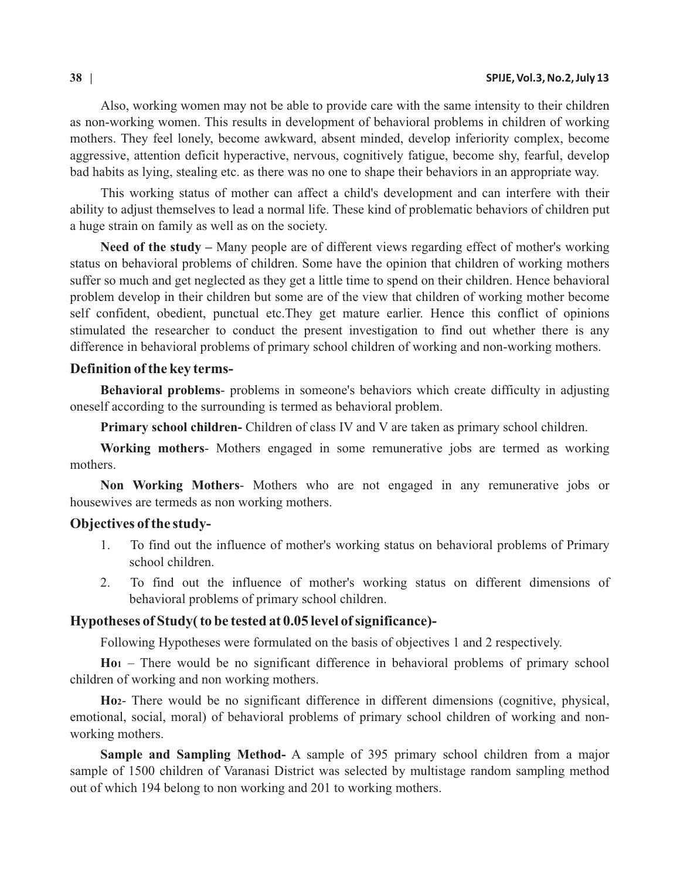Also, working women may not be able to provide care with the same intensity to their children as non-working women. This results in development of behavioral problems in children of working mothers. They feel lonely, become awkward, absent minded, develop inferiority complex, become aggressive, attention deficit hyperactive, nervous, cognitively fatigue, become shy, fearful, develop bad habits as lying, stealing etc. as there was no one to shape their behaviors in an appropriate way.

This working status of mother can affect a child's development and can interfere with their ability to adjust themselves to lead a normal life. These kind of problematic behaviors of children put a huge strain on family as well as on the society.

**Need of the study –** Many people are of different views regarding effect of mother's working status on behavioral problems of children. Some have the opinion that children of working mothers suffer so much and get neglected as they get a little time to spend on their children. Hence behavioral problem develop in their children but some are of the view that children of working mother become self confident, obedient, punctual etc.They get mature earlier. Hence this conflict of opinions stimulated the researcher to conduct the present investigation to find out whether there is any difference in behavioral problems of primary school children of working and non-working mothers.

## Definition of the key terms-

**Behavioral problems**- problems in someone's behaviors which create difficulty in adjusting oneself according to the surrounding is termed as behavioral problem.

**Primary school children-** Children of class IV and V are taken as primary school children.

**Working mothers**- Mothers engaged in some remunerative jobs are termed as working mothers.

**Non Working Mothers**- Mothers who are not engaged in any remunerative jobs or housewives are termeds as non working mothers.

## Objectives of the study-

1. To find out the influence of mother's working status on behavioral problems of Primary school children.
2. To find out the influence of mother's working status on different dimensions of behavioral problems of primary school children.

## Hypotheses of Study( to be tested at 0.05 level of significance)-

Following Hypotheses were formulated on the basis of objectives 1 and 2 respectively.

**$Ho_1$** – There would be no significant difference in behavioral problems of primary school children of working and non working mothers.

**$Ho_2$**- There would be no significant difference in different dimensions (cognitive, physical, emotional, social, moral) of behavioral problems of primary school children of working and non-working mothers.

**Sample and Sampling Method-** A sample of 395 primary school children from a major sample of 1500 children of Varanasi District was selected by multistage random sampling method out of which 194 belong to non working and 201 to working mothers.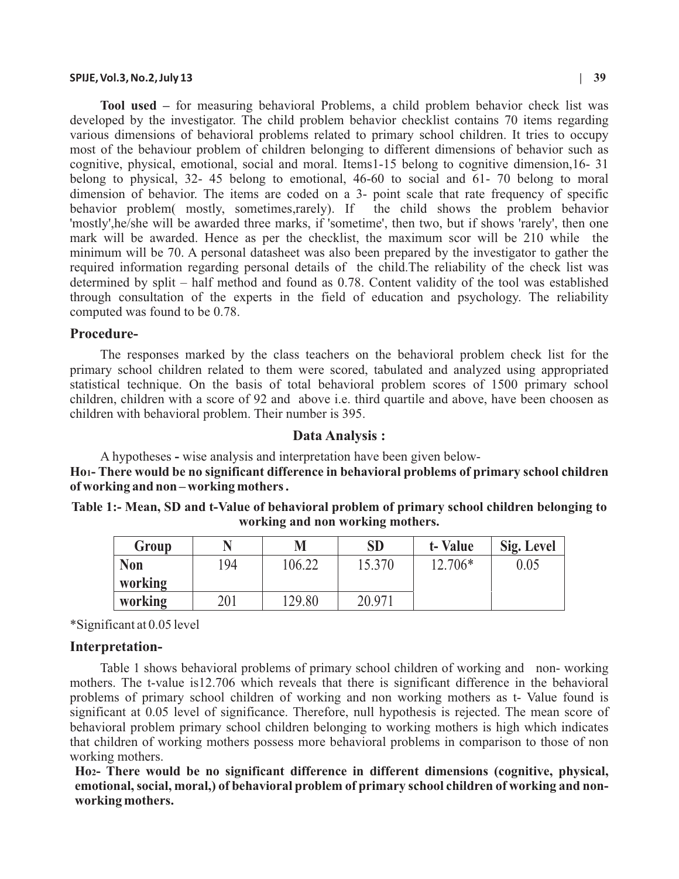**Tool used –** for measuring behavioral Problems, a child problem behavior check list was developed by the investigator. The child problem behavior checklist contains 70 items regarding various dimensions of behavioral problems related to primary school children. It tries to occupy most of the behaviour problem of children belonging to different dimensions of behavior such as cognitive, physical, emotional, social and moral. Items1-15 belong to cognitive dimension,16- 31 belong to physical, 32- 45 belong to emotional, 46-60 to social and 61- 70 belong to moral dimension of behavior. The items are coded on a 3- point scale that rate frequency of specific behavior problem( mostly, sometimes,rarely). If the child shows the problem behavior 'mostly',he/she will be awarded three marks, if 'sometime', then two, but if shows 'rarely', then one mark will be awarded. Hence as per the checklist, the maximum scor will be 210 while the minimum will be 70. A personal datasheet was also been prepared by the investigator to gather the required information regarding personal details of the child.The reliability of the check list was determined by split – half method and found as 0.78. Content validity of the tool was established through consultation of the experts in the field of education and psychology. The reliability computed was found to be 0.78.

## Procedure-

The responses marked by the class teachers on the behavioral problem check list for the primary school children related to them were scored, tabulated and analyzed using appropriated statistical technique. On the basis of total behavioral problem scores of 1500 primary school children, children with a score of 92 and above i.e. third quartile and above, have been choosen as children with behavioral problem. Their number is 395.

## Data Analysis :

A hypotheses **-** wise analysis and interpretation have been given below-

**Ho1- There would be no significant difference in behavioral problems of primary school children of working and non – working mothers .**

**Table 1:- Mean, SD and t-Value of behavioral problem of primary school children belonging to working and non working mothers.**

| Group | N | M | SD | t- Value | Sig. Level |
|---|---|---|---|---|---|
| Non working | 194 | 106.22 | 15.370 | 12.706* | 0.05 |
| working | 201 | 129.80 | 20.971 | | |

*Significant at 0.05 level

## Interpretation-

Table 1 shows behavioral problems of primary school children of working and non- working mothers. The t-value is12.706 which reveals that there is significant difference in the behavioral problems of primary school children of working and non working mothers as t- Value found is significant at 0.05 level of significance. Therefore, null hypothesis is rejected. The mean score of behavioral problem primary school children belonging to working mothers is high which indicates that children of working mothers possess more behavioral problems in comparison to those of non working mothers.

**Ho2- There would be no significant difference in different dimensions (cognitive, physical, emotional, social, moral,) of behavioral problem of primary school children of working and non-working mothers.**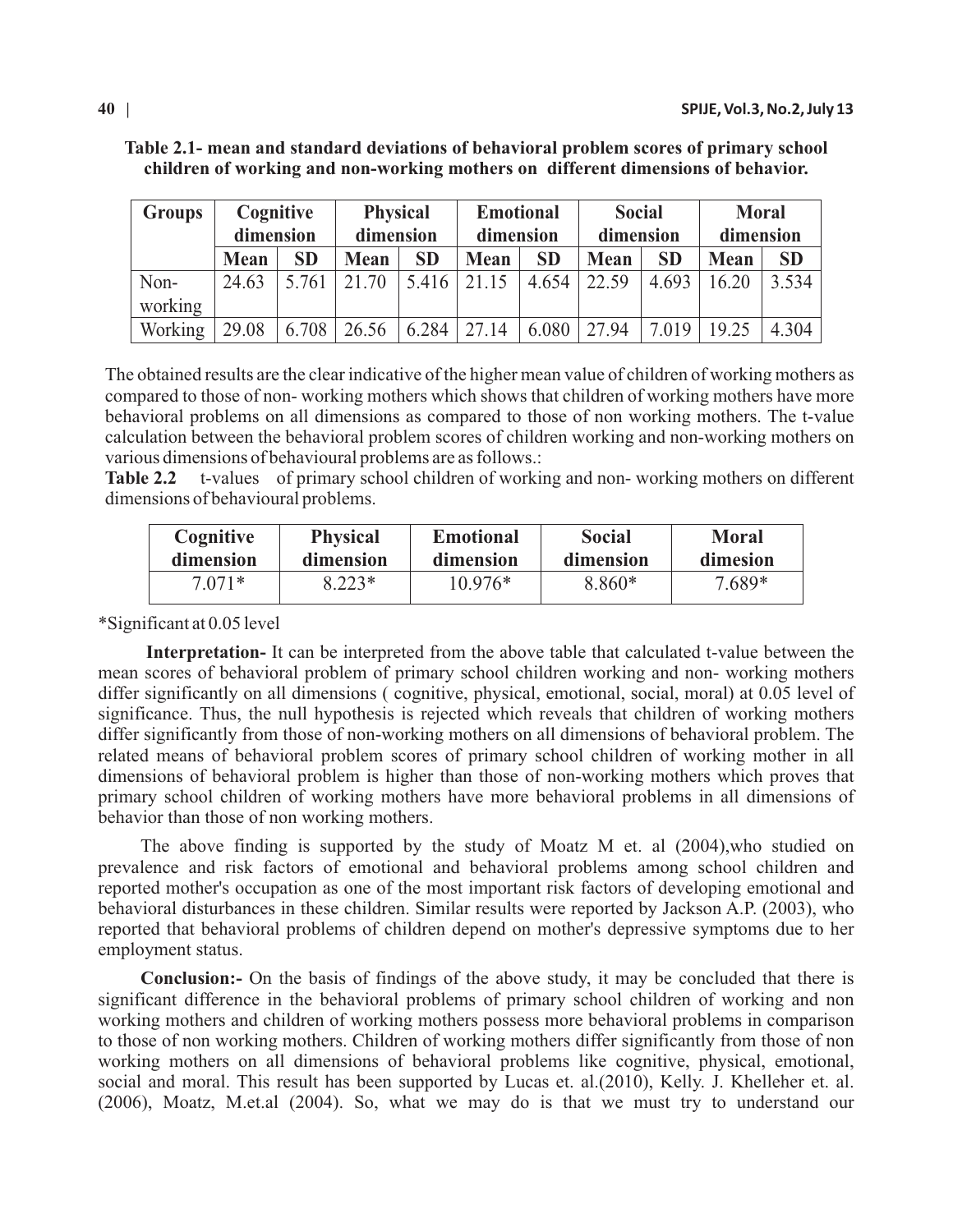**Table 2.1- mean and standard deviations of behavioral problem scores of primary school children of working and non-working mothers on different dimensions of behavior.**

| Groups | Cognitive dimension | | Physical dimension | | Emotional dimension | | Social dimension | | Moral dimension | |
|---|---|---|---|---|---|---|---|---|---|---|
| | Mean | SD | Mean | SD | Mean | SD | Mean | SD | Mean | SD |
| Non-working | 24.63 | 5.761 | 21.70 | 5.416 | 21.15 | 4.654 | 22.59 | 4.693 | 16.20 | 3.534 |
| Working | 29.08 | 6.708 | 26.56 | 6.284 | 27.14 | 6.080 | 27.94 | 7.019 | 19.25 | 4.304 |

The obtained results are the clear indicative of the higher mean value of children of working mothers as compared to those of non- working mothers which shows that children of working mothers have more behavioral problems on all dimensions as compared to those of non working mothers. The t-value calculation between the behavioral problem scores of children working and non-working mothers on various dimensions of behavioural problems are as follows.:

**Table 2.2** t-values of primary school children of working and non- working mothers on different dimensions of behavioural problems.

| Cognitive dimension | Physical dimension | Emotional dimension | Social dimension | Moral dimesion |
|---|---|---|---|---|
| 7.071* | 8.223* | 10.976* | 8.860* | 7.689* |

*Significant at 0.05 level

**Interpretation-** It can be interpreted from the above table that calculated t-value between the mean scores of behavioral problem of primary school children working and non- working mothers differ significantly on all dimensions ( cognitive, physical, emotional, social, moral) at 0.05 level of significance. Thus, the null hypothesis is rejected which reveals that children of working mothers differ significantly from those of non-working mothers on all dimensions of behavioral problem. The related means of behavioral problem scores of primary school children of working mother in all dimensions of behavioral problem is higher than those of non-working mothers which proves that primary school children of working mothers have more behavioral problems in all dimensions of behavior than those of non working mothers.

The above finding is supported by the study of Moatz M et. al (2004),who studied on prevalence and risk factors of emotional and behavioral problems among school children and reported mother's occupation as one of the most important risk factors of developing emotional and behavioral disturbances in these children. Similar results were reported by Jackson A.P. (2003), who reported that behavioral problems of children depend on mother's depressive symptoms due to her employment status.

**Conclusion:-** On the basis of findings of the above study, it may be concluded that there is significant difference in the behavioral problems of primary school children of working and non working mothers and children of working mothers possess more behavioral problems in comparison to those of non working mothers. Children of working mothers differ significantly from those of non working mothers on all dimensions of behavioral problems like cognitive, physical, emotional, social and moral. This result has been supported by Lucas et. al.(2010), Kelly. J. Khelleher et. al. (2006), Moatz, M.et.al (2004). So, what we may do is that we must try to understand our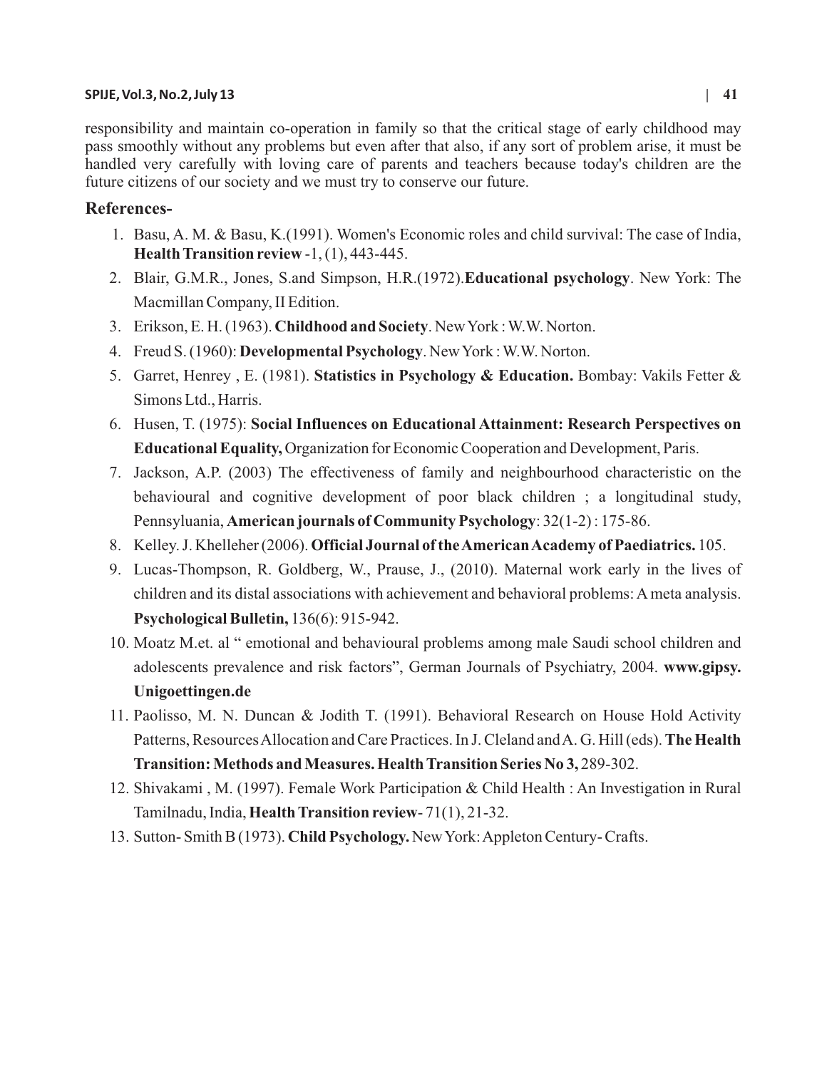responsibility and maintain co-operation in family so that the critical stage of early childhood may pass smoothly without any problems but even after that also, if any sort of problem arise, it must be handled very carefully with loving care of parents and teachers because today's children are the future citizens of our society and we must try to conserve our future.

## References-

1. Basu, A. M. & Basu, K.(1991). Women's Economic roles and child survival: The case of India, **Health Transition review** -1, (1), 443-445.
2. Blair, G.M.R., Jones, S.and Simpson, H.R.(1972).**Educational psychology**. New York: The Macmillan Company, II Edition.
3. Erikson, E. H. (1963). **Childhood and Society**. New York : W.W. Norton.
4. Freud S. (1960): **Developmental Psychology**. New York : W.W. Norton.
5. Garret, Henrey , E. (1981). **Statistics in Psychology & Education.** Bombay: Vakils Fetter & Simons Ltd., Harris.
6. Husen, T. (1975): **Social Influences on Educational Attainment: Research Perspectives on Educational Equality,** Organization for Economic Cooperation and Development, Paris.
7. Jackson, A.P. (2003) The effectiveness of family and neighbourhood characteristic on the behavioural and cognitive development of poor black children ; a longitudinal study, Pennsyluania, **American journals of Community Psychology**: 32(1-2) : 175-86.
8. Kelley. J. Khelleher (2006). **Official Journal of the American Academy of Paediatrics.** 105.
9. Lucas-Thompson, R. Goldberg, W., Prause, J., (2010). Maternal work early in the lives of children and its distal associations with achievement and behavioral problems: A meta analysis. **Psychological Bulletin,** 136(6): 915-942.
10. Moatz M.et. al " emotional and behavioural problems among male Saudi school children and adolescents prevalence and risk factors", German Journals of Psychiatry, 2004. **www.gipsy. Unigoettingen.de**
11. Paolisso, M. N. Duncan & Jodith T. (1991). Behavioral Research on House Hold Activity Patterns, Resources Allocation and Care Practices. In J. Cleland and A. G. Hill (eds). **The Health Transition: Methods and Measures. Health Transition Series No 3,** 289-302.
12. Shivakami , M. (1997). Female Work Participation & Child Health : An Investigation in Rural Tamilnadu, India, **Health Transition review**- 71(1), 21-32.
13. Sutton- Smith B (1973). **Child Psychology.** New York: Appleton Century- Crafts.